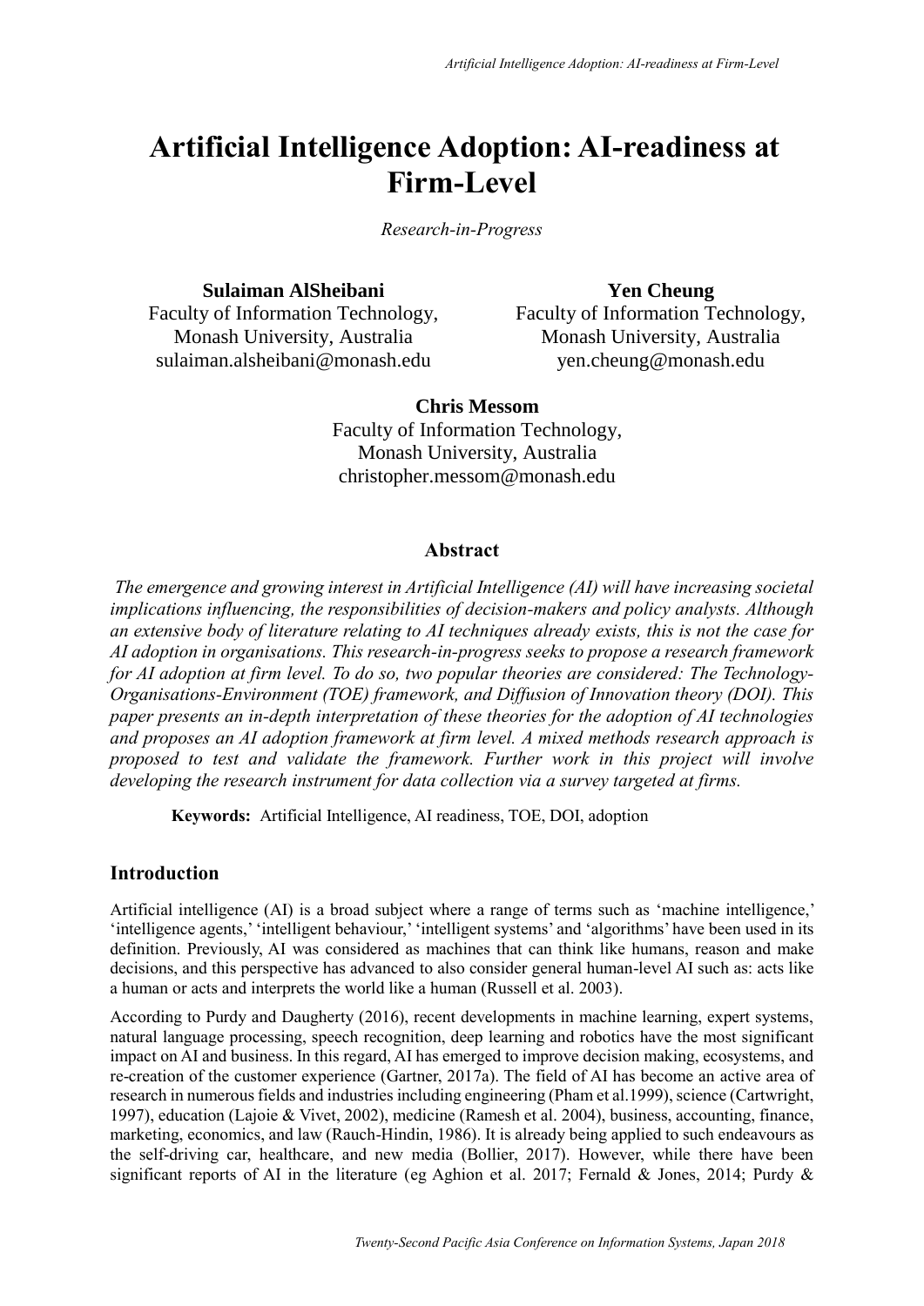# Artificial Intelligence Adoption: AI-readiness at Firm-Level

*Research-in-Progress*

**Sulaiman AlSheibani**
Faculty of Information Technology,
Monash University, Australia
sulaiman.alsheibani@monash.edu

**Yen Cheung**
Faculty of Information Technology,
Monash University, Australia
yen.cheung@monash.edu

**Chris Messom**
Faculty of Information Technology,
Monash University, Australia
christopher.messom@monash.edu

## Abstract

*The emergence and growing interest in Artificial Intelligence (AI) will have increasing societal implications influencing, the responsibilities of decision-makers and policy analysts. Although an extensive body of literature relating to AI techniques already exists, this is not the case for AI adoption in organisations. This research-in-progress seeks to propose a research framework for AI adoption at firm level. To do so, two popular theories are considered: The Technology-Organisations-Environment (TOE) framework, and Diffusion of Innovation theory (DOI). This paper presents an in-depth interpretation of these theories for the adoption of AI technologies and proposes an AI adoption framework at firm level. A mixed methods research approach is proposed to test and validate the framework. Further work in this project will involve developing the research instrument for data collection via a survey targeted at firms.*

**Keywords:** Artificial Intelligence, AI readiness, TOE, DOI, adoption

## Introduction

Artificial intelligence (AI) is a broad subject where a range of terms such as 'machine intelligence,' 'intelligence agents,' 'intelligent behaviour,' 'intelligent systems' and 'algorithms' have been used in its definition. Previously, AI was considered as machines that can think like humans, reason and make decisions, and this perspective has advanced to also consider general human-level AI such as: acts like a human or acts and interprets the world like a human (Russell et al. 2003).

According to Purdy and Daugherty (2016), recent developments in machine learning, expert systems, natural language processing, speech recognition, deep learning and robotics have the most significant impact on AI and business. In this regard, AI has emerged to improve decision making, ecosystems, and re-creation of the customer experience (Gartner, 2017a). The field of AI has become an active area of research in numerous fields and industries including engineering (Pham et al.1999), science (Cartwright, 1997), education (Lajoie & Vivet, 2002), medicine (Ramesh et al. 2004), business, accounting, finance, marketing, economics, and law (Rauch-Hindin, 1986). It is already being applied to such endeavours as the self-driving car, healthcare, and new media (Bollier, 2017). However, while there have been significant reports of AI in the literature (eg Aghion et al. 2017; Fernald & Jones, 2014; Purdy &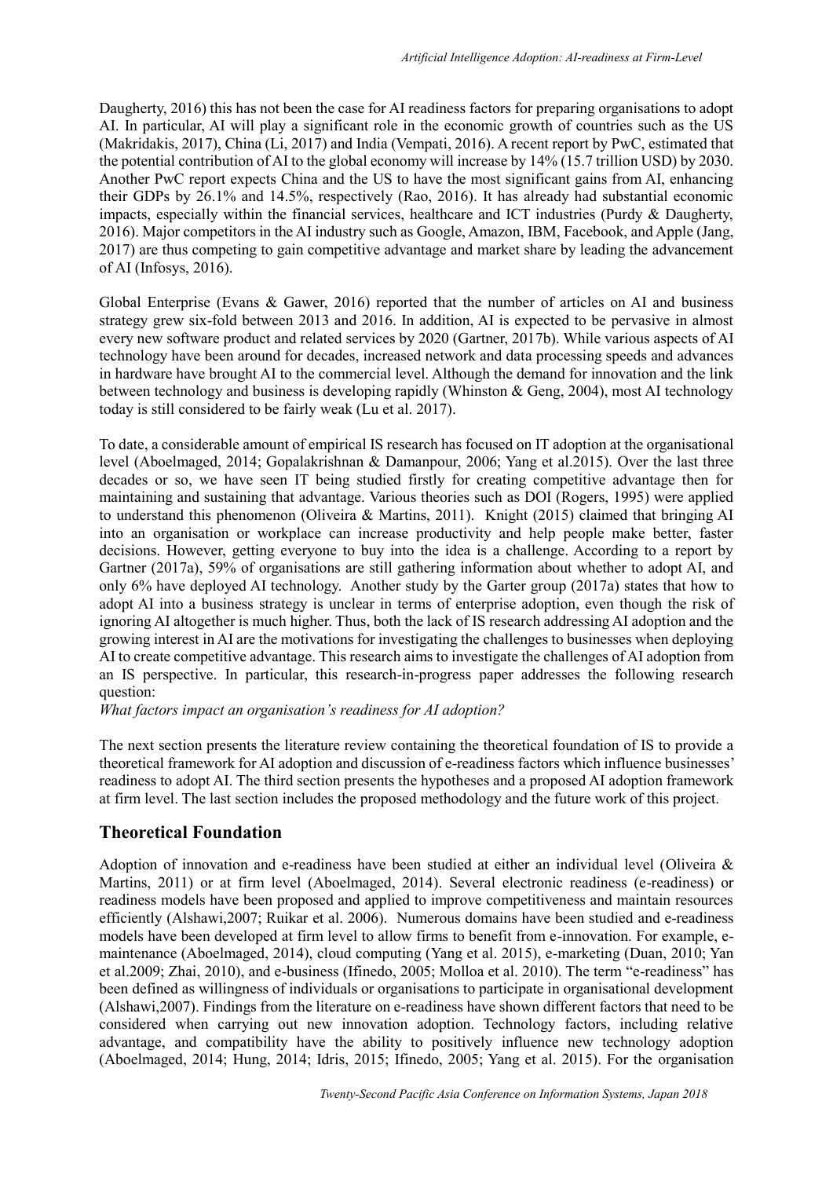Daugherty, 2016) this has not been the case for AI readiness factors for preparing organisations to adopt AI. In particular, AI will play a significant role in the economic growth of countries such as the US (Makridakis, 2017), China (Li, 2017) and India (Vempati, 2016). A recent report by PwC, estimated that the potential contribution of AI to the global economy will increase by 14% (15.7 trillion USD) by 2030. Another PwC report expects China and the US to have the most significant gains from AI, enhancing their GDPs by 26.1% and 14.5%, respectively (Rao, 2016). It has already had substantial economic impacts, especially within the financial services, healthcare and ICT industries (Purdy & Daugherty, 2016). Major competitors in the AI industry such as Google, Amazon, IBM, Facebook, and Apple (Jang, 2017) are thus competing to gain competitive advantage and market share by leading the advancement of AI (Infosys, 2016).

Global Enterprise (Evans & Gawer, 2016) reported that the number of articles on AI and business strategy grew six-fold between 2013 and 2016. In addition, AI is expected to be pervasive in almost every new software product and related services by 2020 (Gartner, 2017b). While various aspects of AI technology have been around for decades, increased network and data processing speeds and advances in hardware have brought AI to the commercial level. Although the demand for innovation and the link between technology and business is developing rapidly (Whinston & Geng, 2004), most AI technology today is still considered to be fairly weak (Lu et al. 2017).

To date, a considerable amount of empirical IS research has focused on IT adoption at the organisational level (Aboelmaged, 2014; Gopalakrishnan & Damanpour, 2006; Yang et al.2015). Over the last three decades or so, we have seen IT being studied firstly for creating competitive advantage then for maintaining and sustaining that advantage. Various theories such as DOI (Rogers, 1995) were applied to understand this phenomenon (Oliveira & Martins, 2011). Knight (2015) claimed that bringing AI into an organisation or workplace can increase productivity and help people make better, faster decisions. However, getting everyone to buy into the idea is a challenge. According to a report by Gartner (2017a), 59% of organisations are still gathering information about whether to adopt AI, and only 6% have deployed AI technology. Another study by the Garter group (2017a) states that how to adopt AI into a business strategy is unclear in terms of enterprise adoption, even though the risk of ignoring AI altogether is much higher. Thus, both the lack of IS research addressing AI adoption and the growing interest in AI are the motivations for investigating the challenges to businesses when deploying AI to create competitive advantage. This research aims to investigate the challenges of AI adoption from an IS perspective. In particular, this research-in-progress paper addresses the following research question:
*What factors impact an organisation's readiness for AI adoption?*

The next section presents the literature review containing the theoretical foundation of IS to provide a theoretical framework for AI adoption and discussion of e-readiness factors which influence businesses' readiness to adopt AI. The third section presents the hypotheses and a proposed AI adoption framework at firm level. The last section includes the proposed methodology and the future work of this project.

## Theoretical Foundation

Adoption of innovation and e-readiness have been studied at either an individual level (Oliveira & Martins, 2011) or at firm level (Aboelmaged, 2014). Several electronic readiness (e-readiness) or readiness models have been proposed and applied to improve competitiveness and maintain resources efficiently (Alshawi,2007; Ruikar et al. 2006). Numerous domains have been studied and e-readiness models have been developed at firm level to allow firms to benefit from e-innovation. For example, e-maintenance (Aboelmaged, 2014), cloud computing (Yang et al. 2015), e-marketing (Duan, 2010; Yan et al.2009; Zhai, 2010), and e-business (Ifinedo, 2005; Molloa et al. 2010). The term "e-readiness" has been defined as willingness of individuals or organisations to participate in organisational development (Alshawi,2007). Findings from the literature on e-readiness have shown different factors that need to be considered when carrying out new innovation adoption. Technology factors, including relative advantage, and compatibility have the ability to positively influence new technology adoption (Aboelmaged, 2014; Hung, 2014; Idris, 2015; Ifinedo, 2005; Yang et al. 2015). For the organisation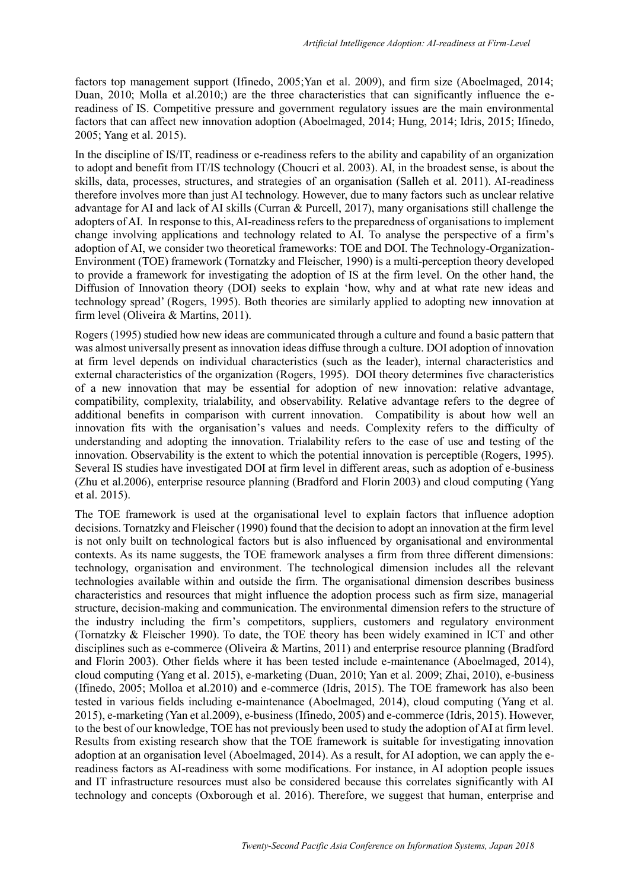factors top management support (Ifinedo, 2005;Yan et al. 2009), and firm size (Aboelmaged, 2014; Duan, 2010; Molla et al.2010;) are the three characteristics that can significantly influence the e-readiness of IS. Competitive pressure and government regulatory issues are the main environmental factors that can affect new innovation adoption (Aboelmaged, 2014; Hung, 2014; Idris, 2015; Ifinedo, 2005; Yang et al. 2015).

In the discipline of IS/IT, readiness or e-readiness refers to the ability and capability of an organization to adopt and benefit from IT/IS technology (Choucri et al. 2003). AI, in the broadest sense, is about the skills, data, processes, structures, and strategies of an organisation (Salleh et al. 2011). AI-readiness therefore involves more than just AI technology. However, due to many factors such as unclear relative advantage for AI and lack of AI skills (Curran & Purcell, 2017), many organisations still challenge the adopters of AI. In response to this, AI-readiness refers to the preparedness of organisations to implement change involving applications and technology related to AI. To analyse the perspective of a firm's adoption of AI, we consider two theoretical frameworks: TOE and DOI. The Technology-Organization-Environment (TOE) framework (Tornatzky and Fleischer, 1990) is a multi-perception theory developed to provide a framework for investigating the adoption of IS at the firm level. On the other hand, the Diffusion of Innovation theory (DOI) seeks to explain 'how, why and at what rate new ideas and technology spread' (Rogers, 1995). Both theories are similarly applied to adopting new innovation at firm level (Oliveira & Martins, 2011).

Rogers (1995) studied how new ideas are communicated through a culture and found a basic pattern that was almost universally present as innovation ideas diffuse through a culture. DOI adoption of innovation at firm level depends on individual characteristics (such as the leader), internal characteristics and external characteristics of the organization (Rogers, 1995). DOI theory determines five characteristics of a new innovation that may be essential for adoption of new innovation: relative advantage, compatibility, complexity, trialability, and observability. Relative advantage refers to the degree of additional benefits in comparison with current innovation. Compatibility is about how well an innovation fits with the organisation's values and needs. Complexity refers to the difficulty of understanding and adopting the innovation. Trialability refers to the ease of use and testing of the innovation. Observability is the extent to which the potential innovation is perceptible (Rogers, 1995). Several IS studies have investigated DOI at firm level in different areas, such as adoption of e-business (Zhu et al.2006), enterprise resource planning (Bradford and Florin 2003) and cloud computing (Yang et al. 2015).

The TOE framework is used at the organisational level to explain factors that influence adoption decisions. Tornatzky and Fleischer (1990) found that the decision to adopt an innovation at the firm level is not only built on technological factors but is also influenced by organisational and environmental contexts. As its name suggests, the TOE framework analyses a firm from three different dimensions: technology, organisation and environment. The technological dimension includes all the relevant technologies available within and outside the firm. The organisational dimension describes business characteristics and resources that might influence the adoption process such as firm size, managerial structure, decision-making and communication. The environmental dimension refers to the structure of the industry including the firm's competitors, suppliers, customers and regulatory environment (Tornatzky & Fleischer 1990). To date, the TOE theory has been widely examined in ICT and other disciplines such as e-commerce (Oliveira & Martins, 2011) and enterprise resource planning (Bradford and Florin 2003). Other fields where it has been tested include e-maintenance (Aboelmaged, 2014), cloud computing (Yang et al. 2015), e-marketing (Duan, 2010; Yan et al. 2009; Zhai, 2010), e-business (Ifinedo, 2005; Molloa et al.2010) and e-commerce (Idris, 2015). The TOE framework has also been tested in various fields including e-maintenance (Aboelmaged, 2014), cloud computing (Yang et al. 2015), e-marketing (Yan et al.2009), e-business (Ifinedo, 2005) and e-commerce (Idris, 2015). However, to the best of our knowledge, TOE has not previously been used to study the adoption of AI at firm level. Results from existing research show that the TOE framework is suitable for investigating innovation adoption at an organisation level (Aboelmaged, 2014). As a result, for AI adoption, we can apply the e-readiness factors as AI-readiness with some modifications. For instance, in AI adoption people issues and IT infrastructure resources must also be considered because this correlates significantly with AI technology and concepts (Oxborough et al. 2016). Therefore, we suggest that human, enterprise and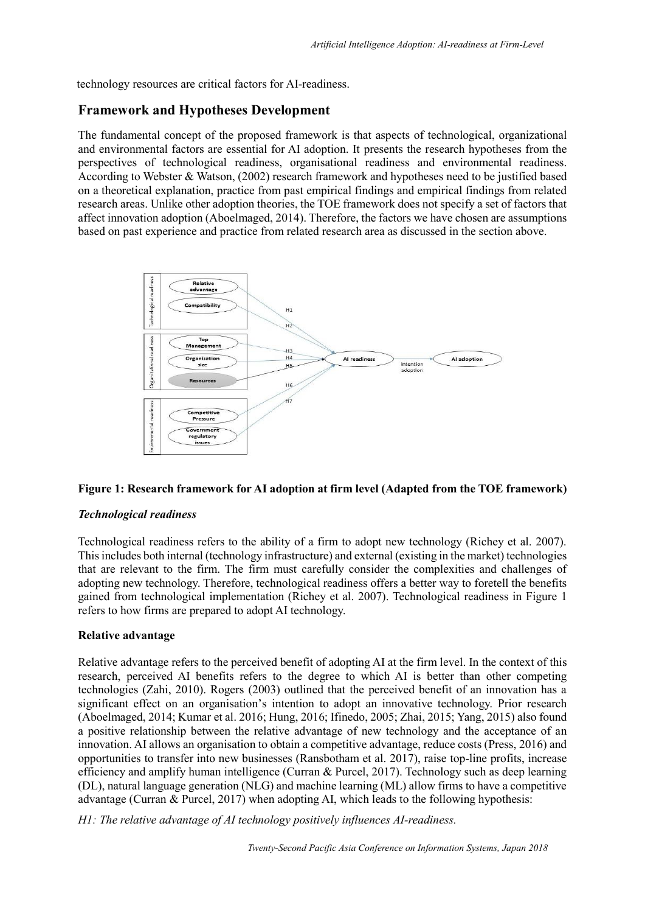technology resources are critical factors for AI-readiness.

## Framework and Hypotheses Development

The fundamental concept of the proposed framework is that aspects of technological, organizational and environmental factors are essential for AI adoption. It presents the research hypotheses from the perspectives of technological readiness, organisational readiness and environmental readiness. According to Webster & Watson, (2002) research framework and hypotheses need to be justified based on a theoretical explanation, practice from past empirical findings and empirical findings from related research areas. Unlike other adoption theories, the TOE framework does not specify a set of factors that affect innovation adoption (Aboelmaged, 2014). Therefore, the factors we have chosen are assumptions based on past experience and practice from related research area as discussed in the section above.

**Figure 1: Research framework for AI adoption at firm level (Adapted from the TOE framework)**

### *Technological readiness*

Technological readiness refers to the ability of a firm to adopt new technology (Richey et al. 2007). This includes both internal (technology infrastructure) and external (existing in the market) technologies that are relevant to the firm. The firm must carefully consider the complexities and challenges of adopting new technology. Therefore, technological readiness offers a better way to foretell the benefits gained from technological implementation (Richey et al. 2007). Technological readiness in Figure 1 refers to how firms are prepared to adopt AI technology.

#### Relative advantage

Relative advantage refers to the perceived benefit of adopting AI at the firm level. In the context of this research, perceived AI benefits refers to the degree to which AI is better than other competing technologies (Zahi, 2010). Rogers (2003) outlined that the perceived benefit of an innovation has a significant effect on an organisation's intention to adopt an innovative technology. Prior research (Aboelmaged, 2014; Kumar et al. 2016; Hung, 2016; Ifinedo, 2005; Zhai, 2015; Yang, 2015) also found a positive relationship between the relative advantage of new technology and the acceptance of an innovation. AI allows an organisation to obtain a competitive advantage, reduce costs (Press, 2016) and opportunities to transfer into new businesses (Ransbotham et al. 2017), raise top-line profits, increase efficiency and amplify human intelligence (Curran & Purcel, 2017). Technology such as deep learning (DL), natural language generation (NLG) and machine learning (ML) allow firms to have a competitive advantage (Curran & Purcel, 2017) when adopting AI, which leads to the following hypothesis:

*H1: The relative advantage of AI technology positively influences AI-readiness.*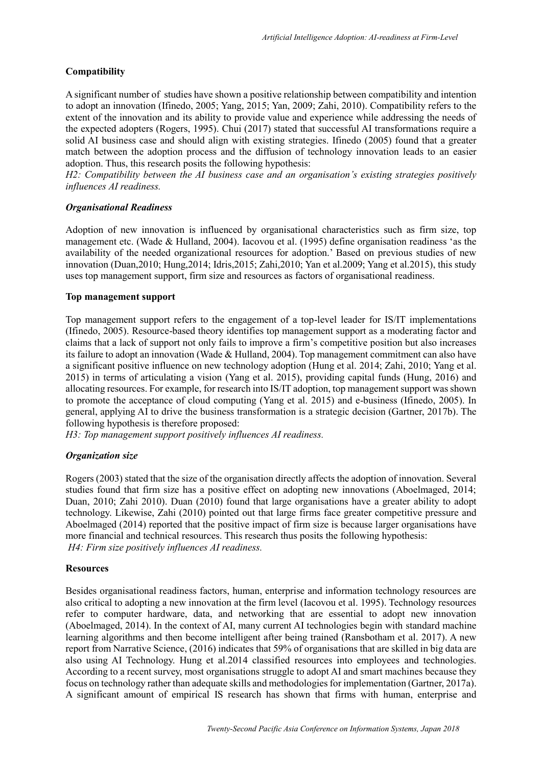### Compatibility

A significant number of studies have shown a positive relationship between compatibility and intention to adopt an innovation (Ifinedo, 2005; Yang, 2015; Yan, 2009; Zahi, 2010). Compatibility refers to the extent of the innovation and its ability to provide value and experience while addressing the needs of the expected adopters (Rogers, 1995). Chui (2017) stated that successful AI transformations require a solid AI business case and should align with existing strategies. Ifinedo (2005) found that a greater match between the adoption process and the diffusion of technology innovation leads to an easier adoption. Thus, this research posits the following hypothesis:

*H2: Compatibility between the AI business case and an organisation's existing strategies positively influences AI readiness.*

### *Organisational Readiness*

Adoption of new innovation is influenced by organisational characteristics such as firm size, top management etc. (Wade & Hulland, 2004). Iacovou et al. (1995) define organisation readiness 'as the availability of the needed organizational resources for adoption.' Based on previous studies of new innovation (Duan,2010; Hung,2014; Idris,2015; Zahi,2010; Yan et al.2009; Yang et al.2015), this study uses top management support, firm size and resources as factors of organisational readiness.

### Top management support

Top management support refers to the engagement of a top-level leader for IS/IT implementations (Ifinedo, 2005). Resource-based theory identifies top management support as a moderating factor and claims that a lack of support not only fails to improve a firm's competitive position but also increases its failure to adopt an innovation (Wade & Hulland, 2004). Top management commitment can also have a significant positive influence on new technology adoption (Hung et al. 2014; Zahi, 2010; Yang et al. 2015) in terms of articulating a vision (Yang et al. 2015), providing capital funds (Hung, 2016) and allocating resources. For example, for research into IS/IT adoption, top management support was shown to promote the acceptance of cloud computing (Yang et al. 2015) and e-business (Ifinedo, 2005). In general, applying AI to drive the business transformation is a strategic decision (Gartner, 2017b). The following hypothesis is therefore proposed:

*H3: Top management support positively influences AI readiness.*

### *Organization size*

Rogers (2003) stated that the size of the organisation directly affects the adoption of innovation. Several studies found that firm size has a positive effect on adopting new innovations (Aboelmaged, 2014; Duan, 2010; Zahi 2010). Duan (2010) found that large organisations have a greater ability to adopt technology. Likewise, Zahi (2010) pointed out that large firms face greater competitive pressure and Aboelmaged (2014) reported that the positive impact of firm size is because larger organisations have more financial and technical resources. This research thus posits the following hypothesis:

*H4: Firm size positively influences AI readiness.*

### Resources

Besides organisational readiness factors, human, enterprise and information technology resources are also critical to adopting a new innovation at the firm level (Iacovou et al. 1995). Technology resources refer to computer hardware, data, and networking that are essential to adopt new innovation (Aboelmaged, 2014). In the context of AI, many current AI technologies begin with standard machine learning algorithms and then become intelligent after being trained (Ransbotham et al. 2017). A new report from Narrative Science, (2016) indicates that 59% of organisations that are skilled in big data are also using AI Technology. Hung et al.2014 classified resources into employees and technologies. According to a recent survey, most organisations struggle to adopt AI and smart machines because they focus on technology rather than adequate skills and methodologies for implementation (Gartner, 2017a). A significant amount of empirical IS research has shown that firms with human, enterprise and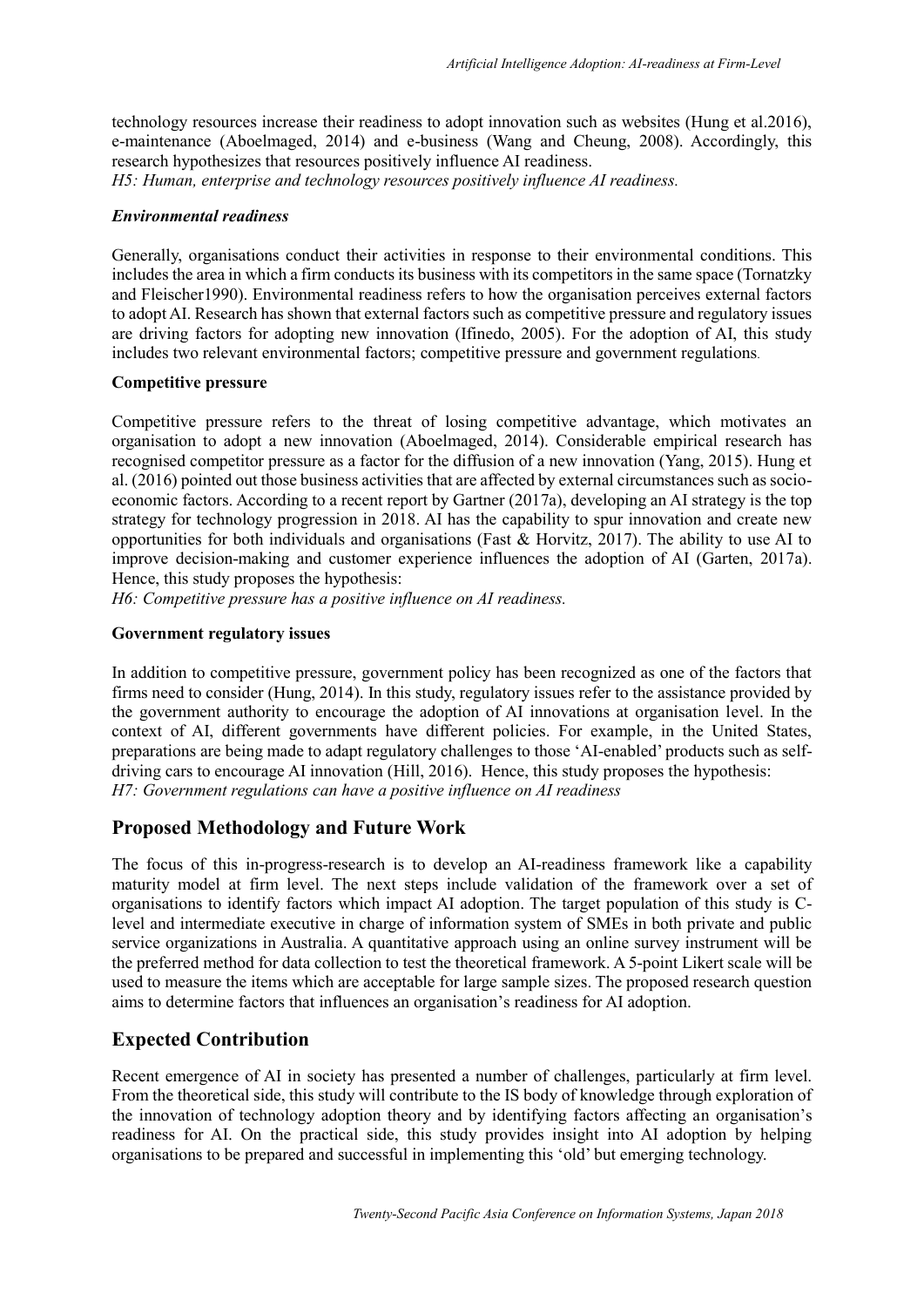technology resources increase their readiness to adopt innovation such as websites (Hung et al.2016), e-maintenance (Aboelmaged, 2014) and e-business (Wang and Cheung, 2008). Accordingly, this research hypothesizes that resources positively influence AI readiness.

*H5: Human, enterprise and technology resources positively influence AI readiness.*

### *Environmental readiness*

Generally, organisations conduct their activities in response to their environmental conditions. This includes the area in which a firm conducts its business with its competitors in the same space (Tornatzky and Fleischer1990). Environmental readiness refers to how the organisation perceives external factors to adopt AI. Research has shown that external factors such as competitive pressure and regulatory issues are driving factors for adopting new innovation (Ifinedo, 2005). For the adoption of AI, this study includes two relevant environmental factors; competitive pressure and government regulations.

#### Competitive pressure

Competitive pressure refers to the threat of losing competitive advantage, which motivates an organisation to adopt a new innovation (Aboelmaged, 2014). Considerable empirical research has recognised competitor pressure as a factor for the diffusion of a new innovation (Yang, 2015). Hung et al. (2016) pointed out those business activities that are affected by external circumstances such as socio-economic factors. According to a recent report by Gartner (2017a), developing an AI strategy is the top strategy for technology progression in 2018. AI has the capability to spur innovation and create new opportunities for both individuals and organisations (Fast & Horvitz, 2017). The ability to use AI to improve decision-making and customer experience influences the adoption of AI (Garten, 2017a). Hence, this study proposes the hypothesis:

*H6: Competitive pressure has a positive influence on AI readiness.*

#### Government regulatory issues

In addition to competitive pressure, government policy has been recognized as one of the factors that firms need to consider (Hung, 2014). In this study, regulatory issues refer to the assistance provided by the government authority to encourage the adoption of AI innovations at organisation level. In the context of AI, different governments have different policies. For example, in the United States, preparations are being made to adapt regulatory challenges to those 'AI-enabled' products such as self-driving cars to encourage AI innovation (Hill, 2016). Hence, this study proposes the hypothesis:

*H7: Government regulations can have a positive influence on AI readiness*

## Proposed Methodology and Future Work

The focus of this in-progress-research is to develop an AI-readiness framework like a capability maturity model at firm level. The next steps include validation of the framework over a set of organisations to identify factors which impact AI adoption. The target population of this study is C-level and intermediate executive in charge of information system of SMEs in both private and public service organizations in Australia. A quantitative approach using an online survey instrument will be the preferred method for data collection to test the theoretical framework. A 5-point Likert scale will be used to measure the items which are acceptable for large sample sizes. The proposed research question aims to determine factors that influences an organisation's readiness for AI adoption.

## Expected Contribution

Recent emergence of AI in society has presented a number of challenges, particularly at firm level. From the theoretical side, this study will contribute to the IS body of knowledge through exploration of the innovation of technology adoption theory and by identifying factors affecting an organisation's readiness for AI. On the practical side, this study provides insight into AI adoption by helping organisations to be prepared and successful in implementing this 'old' but emerging technology.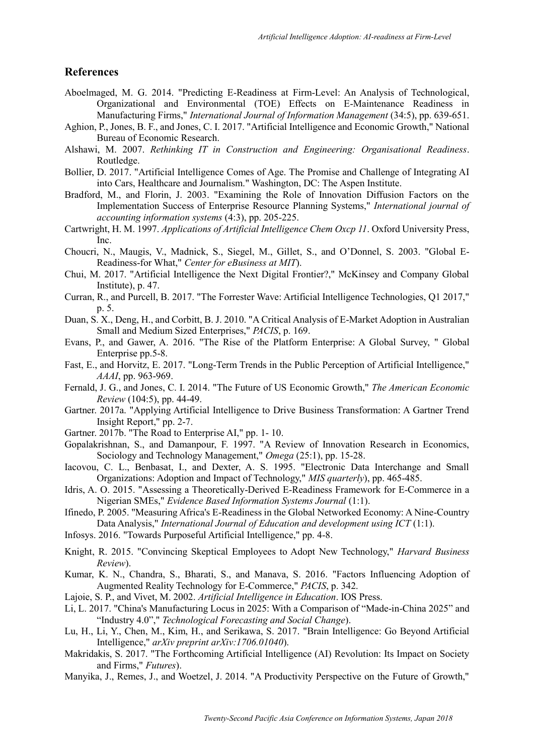## References

Aboelmaged, M. G. 2014. "Predicting E-Readiness at Firm-Level: An Analysis of Technological, Organizational and Environmental (TOE) Effects on E-Maintenance Readiness in Manufacturing Firms," *International Journal of Information Management* (34:5), pp. 639-651.

Aghion, P., Jones, B. F., and Jones, C. I. 2017. "Artificial Intelligence and Economic Growth," National Bureau of Economic Research.

Alshawi, M. 2007. *Rethinking IT in Construction and Engineering: Organisational Readiness*. Routledge.

Bollier, D. 2017. "Artificial Intelligence Comes of Age. The Promise and Challenge of Integrating AI into Cars, Healthcare and Journalism." Washington, DC: The Aspen Institute.

Bradford, M., and Florin, J. 2003. "Examining the Role of Innovation Diffusion Factors on the Implementation Success of Enterprise Resource Planning Systems," *International journal of accounting information systems* (4:3), pp. 205-225.

Cartwright, H. M. 1997. *Applications of Artificial Intelligence Chem Oxcp 11*. Oxford University Press, Inc.

Choucri, N., Maugis, V., Madnick, S., Siegel, M., Gillet, S., and O'Donnel, S. 2003. "Global E-Readiness-for What," *Center for eBusiness at MIT*).

Chui, M. 2017. "Artificial Intelligence the Next Digital Frontier?," McKinsey and Company Global Institute), p. 47.

Curran, R., and Purcell, B. 2017. "The Forrester Wave: Artificial Intelligence Technologies, Q1 2017," p. 5.

Duan, S. X., Deng, H., and Corbitt, B. J. 2010. "A Critical Analysis of E-Market Adoption in Australian Small and Medium Sized Enterprises," *PACIS*, p. 169.

Evans, P., and Gawer, A. 2016. "The Rise of the Platform Enterprise: A Global Survey, " Global Enterprise pp.5-8.

Fast, E., and Horvitz, E. 2017. "Long-Term Trends in the Public Perception of Artificial Intelligence," *AAAI*, pp. 963-969.

Fernald, J. G., and Jones, C. I. 2014. "The Future of US Economic Growth," *The American Economic Review* (104:5), pp. 44-49.

Gartner. 2017a. "Applying Artificial Intelligence to Drive Business Transformation: A Gartner Trend Insight Report," pp. 2-7.

Gartner. 2017b. "The Road to Enterprise AI," pp. 1- 10.

Gopalakrishnan, S., and Damanpour, F. 1997. "A Review of Innovation Research in Economics, Sociology and Technology Management," *Omega* (25:1), pp. 15-28.

Iacovou, C. L., Benbasat, I., and Dexter, A. S. 1995. "Electronic Data Interchange and Small Organizations: Adoption and Impact of Technology," *MIS quarterly*), pp. 465-485.

Idris, A. O. 2015. "Assessing a Theoretically-Derived E-Readiness Framework for E-Commerce in a Nigerian SMEs," *Evidence Based Information Systems Journal* (1:1).

Ifinedo, P. 2005. "Measuring Africa's E-Readiness in the Global Networked Economy: A Nine-Country Data Analysis," *International Journal of Education and development using ICT* (1:1).

Infosys. 2016. "Towards Purposeful Artificial Intelligence," pp. 4-8.

Knight, R. 2015. "Convincing Skeptical Employees to Adopt New Technology," *Harvard Business Review*).

Kumar, K. N., Chandra, S., Bharati, S., and Manava, S. 2016. "Factors Influencing Adoption of Augmented Reality Technology for E-Commerce," *PACIS*, p. 342.

Lajoie, S. P., and Vivet, M. 2002. *Artificial Intelligence in Education*. IOS Press.

Li, L. 2017. "China's Manufacturing Locus in 2025: With a Comparison of "Made-in-China 2025" and "Industry 4.0"," *Technological Forecasting and Social Change*).

Lu, H., Li, Y., Chen, M., Kim, H., and Serikawa, S. 2017. "Brain Intelligence: Go Beyond Artificial Intelligence," *arXiv preprint arXiv:1706.01040*).

Makridakis, S. 2017. "The Forthcoming Artificial Intelligence (AI) Revolution: Its Impact on Society and Firms," *Futures*).

Manyika, J., Remes, J., and Woetzel, J. 2014. "A Productivity Perspective on the Future of Growth,"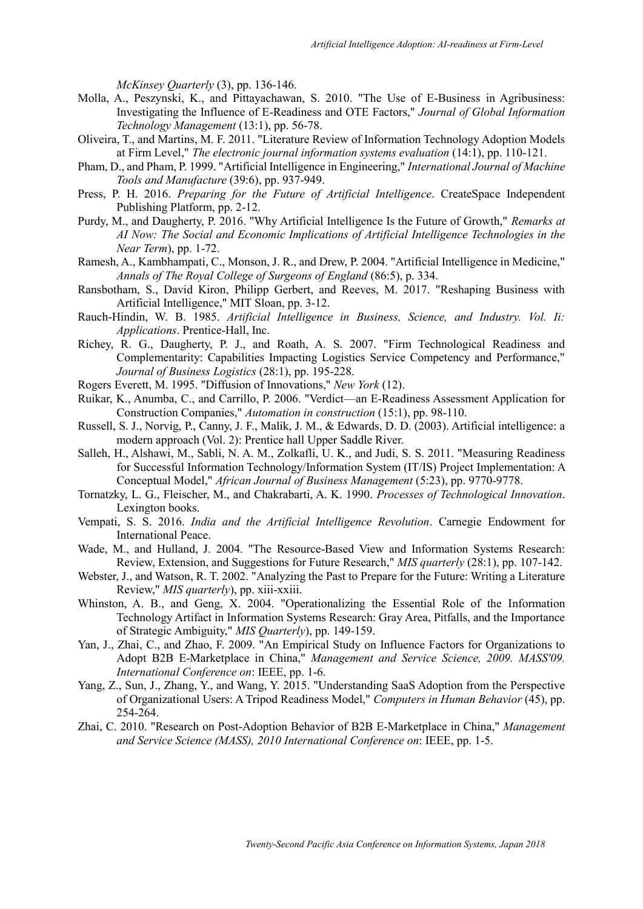*McKinsey Quarterly* (3), pp. 136-146.

Molla, A., Peszynski, K., and Pittayachawan, S. 2010. "The Use of E-Business in Agribusiness: Investigating the Influence of E-Readiness and OTE Factors," *Journal of Global Information Technology Management* (13:1), pp. 56-78.

Oliveira, T., and Martins, M. F. 2011. "Literature Review of Information Technology Adoption Models at Firm Level," *The electronic journal information systems evaluation* (14:1), pp. 110-121.

Pham, D., and Pham, P. 1999. "Artificial Intelligence in Engineering," *International Journal of Machine Tools and Manufacture* (39:6), pp. 937-949.

Press, P. H. 2016. *Preparing for the Future of Artificial Intelligence*. CreateSpace Independent Publishing Platform, pp. 2-12.

Purdy, M., and Daugherty, P. 2016. "Why Artificial Intelligence Is the Future of Growth," *Remarks at AI Now: The Social and Economic Implications of Artificial Intelligence Technologies in the Near Term*), pp. 1-72.

Ramesh, A., Kambhampati, C., Monson, J. R., and Drew, P. 2004. "Artificial Intelligence in Medicine," *Annals of The Royal College of Surgeons of England* (86:5), p. 334.

Ransbotham, S., David Kiron, Philipp Gerbert, and Reeves, M. 2017. "Reshaping Business with Artificial Intelligence," MIT Sloan, pp. 3-12.

Rauch-Hindin, W. B. 1985. *Artificial Intelligence in Business, Science, and Industry. Vol. Ii: Applications*. Prentice-Hall, Inc.

Richey, R. G., Daugherty, P. J., and Roath, A. S. 2007. "Firm Technological Readiness and Complementarity: Capabilities Impacting Logistics Service Competency and Performance," *Journal of Business Logistics* (28:1), pp. 195-228.

Rogers Everett, M. 1995. "Diffusion of Innovations," *New York* (12).

Ruikar, K., Anumba, C., and Carrillo, P. 2006. "Verdict—an E-Readiness Assessment Application for Construction Companies," *Automation in construction* (15:1), pp. 98-110.

Russell, S. J., Norvig, P., Canny, J. F., Malik, J. M., & Edwards, D. D. (2003). Artificial intelligence: a modern approach (Vol. 2): Prentice hall Upper Saddle River.

Salleh, H., Alshawi, M., Sabli, N. A. M., Zolkafli, U. K., and Judi, S. S. 2011. "Measuring Readiness for Successful Information Technology/Information System (IT/IS) Project Implementation: A Conceptual Model," *African Journal of Business Management* (5:23), pp. 9770-9778.

Tornatzky, L. G., Fleischer, M., and Chakrabarti, A. K. 1990. *Processes of Technological Innovation*. Lexington books.

Vempati, S. S. 2016. *India and the Artificial Intelligence Revolution*. Carnegie Endowment for International Peace.

Wade, M., and Hulland, J. 2004. "The Resource-Based View and Information Systems Research: Review, Extension, and Suggestions for Future Research," *MIS quarterly* (28:1), pp. 107-142.

Webster, J., and Watson, R. T. 2002. "Analyzing the Past to Prepare for the Future: Writing a Literature Review," *MIS quarterly*), pp. xiii-xxiii.

Whinston, A. B., and Geng, X. 2004. "Operationalizing the Essential Role of the Information Technology Artifact in Information Systems Research: Gray Area, Pitfalls, and the Importance of Strategic Ambiguity," *MIS Quarterly*), pp. 149-159.

Yan, J., Zhai, C., and Zhao, F. 2009. "An Empirical Study on Influence Factors for Organizations to Adopt B2B E-Marketplace in China," *Management and Service Science, 2009. MASS'09. International Conference on*: IEEE, pp. 1-6.

Yang, Z., Sun, J., Zhang, Y., and Wang, Y. 2015. "Understanding SaaS Adoption from the Perspective of Organizational Users: A Tripod Readiness Model," *Computers in Human Behavior* (45), pp. 254-264.

Zhai, C. 2010. "Research on Post-Adoption Behavior of B2B E-Marketplace in China," *Management and Service Science (MASS), 2010 International Conference on*: IEEE, pp. 1-5.